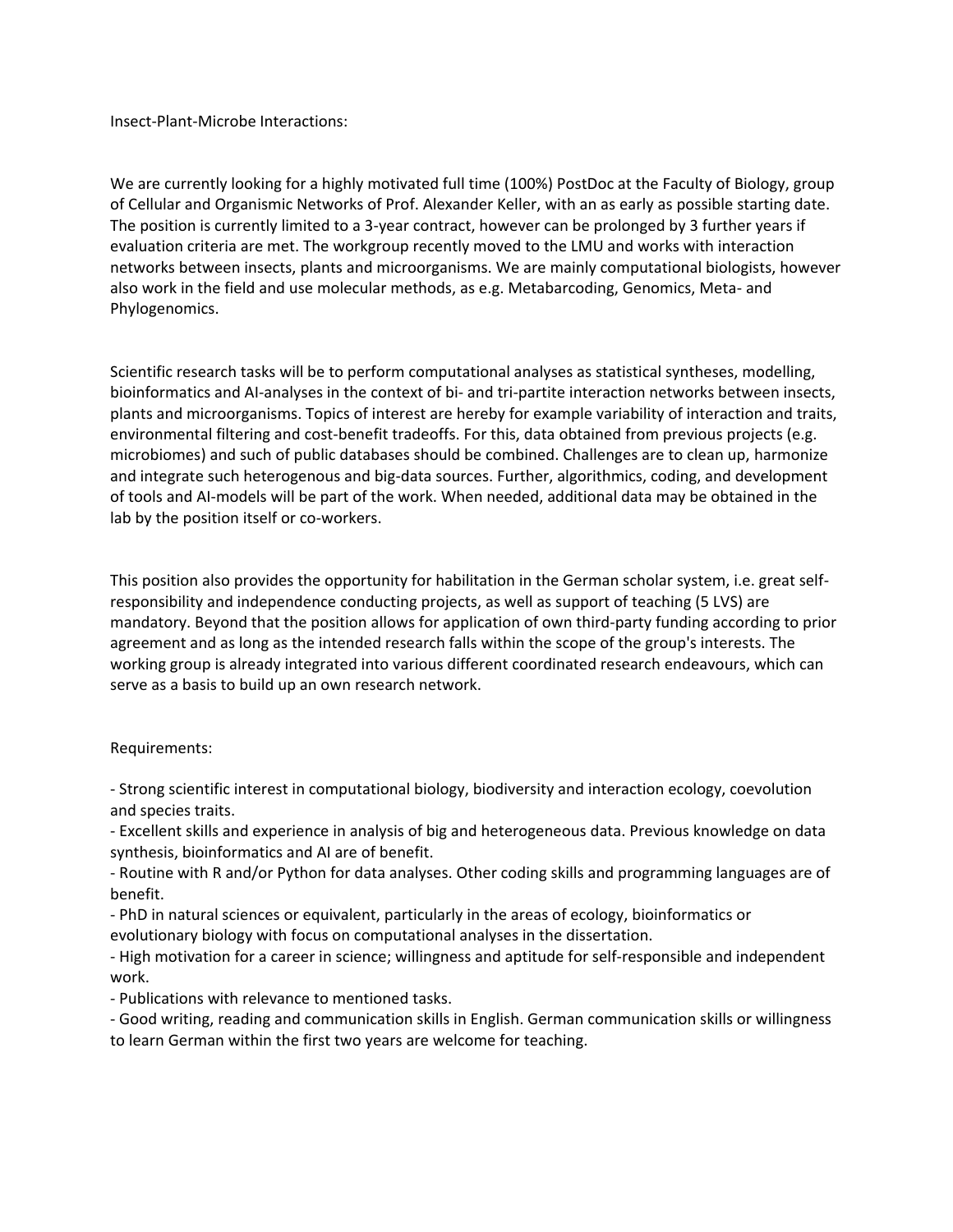Insect-Plant-Microbe Interactions:

We are currently looking for a highly motivated full time (100%) PostDoc at the Faculty of Biology, group of Cellular and Organismic Networks of Prof. Alexander Keller, with an as early as possible starting date. The position is currently limited to a 3-year contract, however can be prolonged by 3 further years if evaluation criteria are met. The workgroup recently moved to the LMU and works with interaction networks between insects, plants and microorganisms. We are mainly computational biologists, however also work in the field and use molecular methods, as e.g. Metabarcoding, Genomics, Meta- and Phylogenomics.

Scientific research tasks will be to perform computational analyses as statistical syntheses, modelling, bioinformatics and AI-analyses in the context of bi- and tri-partite interaction networks between insects, plants and microorganisms. Topics of interest are hereby for example variability of interaction and traits, environmental filtering and cost-benefit tradeoffs. For this, data obtained from previous projects (e.g. microbiomes) and such of public databases should be combined. Challenges are to clean up, harmonize and integrate such heterogenous and big-data sources. Further, algorithmics, coding, and development of tools and AI-models will be part of the work. When needed, additional data may be obtained in the lab by the position itself or co-workers.

This position also provides the opportunity for habilitation in the German scholar system, i.e. great self-responsibility and independence conducting projects, as well as support of teaching (5 LVS) are mandatory. Beyond that the position allows for application of own third-party funding according to prior agreement and as long as the intended research falls within the scope of the group's interests. The working group is already integrated into various different coordinated research endeavours, which can serve as a basis to build up an own research network.

Requirements:

- Strong scientific interest in computational biology, biodiversity and interaction ecology, coevolution and species traits.
- Excellent skills and experience in analysis of big and heterogeneous data. Previous knowledge on data synthesis, bioinformatics and AI are of benefit.
- Routine with R and/or Python for data analyses. Other coding skills and programming languages are of benefit.
- PhD in natural sciences or equivalent, particularly in the areas of ecology, bioinformatics or evolutionary biology with focus on computational analyses in the dissertation.
- High motivation for a career in science; willingness and aptitude for self-responsible and independent work.
- Publications with relevance to mentioned tasks.
- Good writing, reading and communication skills in English. German communication skills or willingness to learn German within the first two years are welcome for teaching.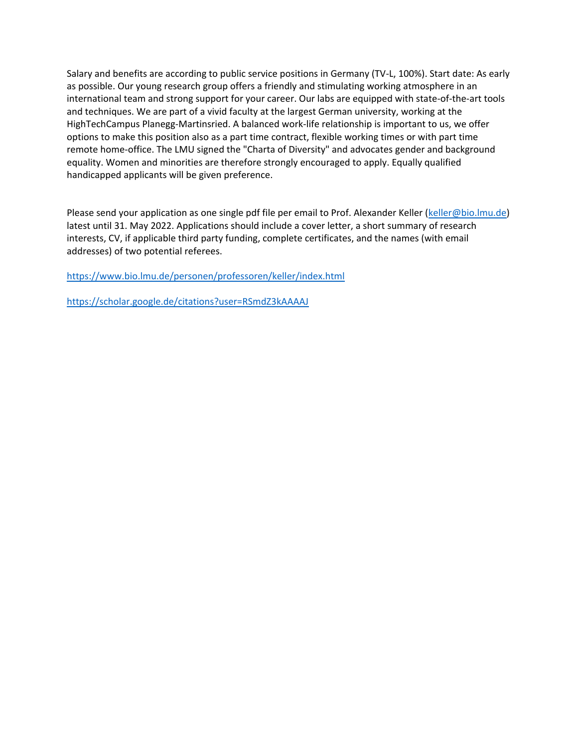Salary and benefits are according to public service positions in Germany (TV-L, 100%). Start date: As early as possible. Our young research group offers a friendly and stimulating working atmosphere in an international team and strong support for your career. Our labs are equipped with state-of-the-art tools and techniques. We are part of a vivid faculty at the largest German university, working at the HighTechCampus Planegg-Martinsried. A balanced work-life relationship is important to us, we offer options to make this position also as a part time contract, flexible working times or with part time remote home-office. The LMU signed the "Charta of Diversity" and advocates gender and background equality. Women and minorities are therefore strongly encouraged to apply. Equally qualified handicapped applicants will be given preference.

Please send your application as one single pdf file per email to Prof. Alexander Keller (keller@bio.lmu.de) latest until 31. May 2022. Applications should include a cover letter, a short summary of research interests, CV, if applicable third party funding, complete certificates, and the names (with email addresses) of two potential referees.

https://www.bio.lmu.de/personen/professoren/keller/index.html

https://scholar.google.de/citations?user=RSmdZ3kAAAAJ